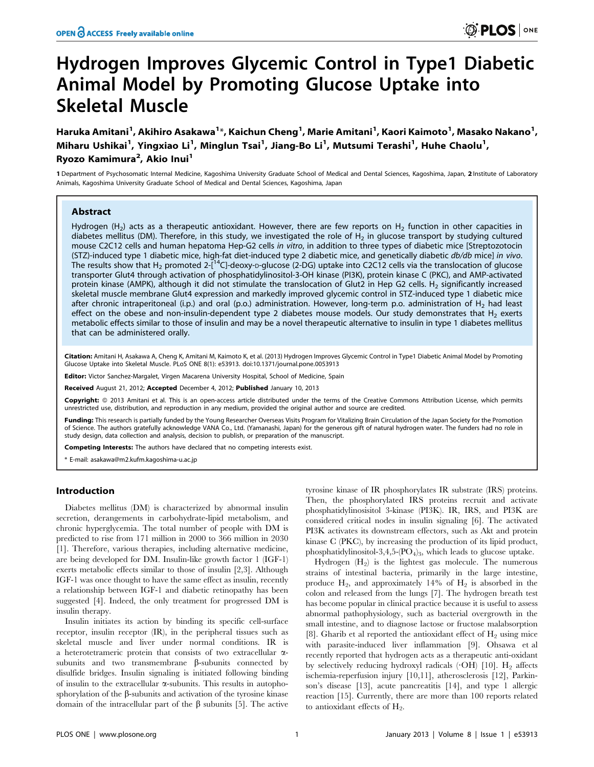# Hydrogen Improves Glycemic Control in Type1 Diabetic Animal Model by Promoting Glucose Uptake into Skeletal Muscle

Haruka Amitani[1], Akihiro Asakawa[1]*, Kaichun Cheng[1], Marie Amitani[1], Kaori Kaimoto[1], Masako Nakano[1], Miharu Ushikai[1], Yingxiao Li[1], Minglun Tsai[1], Jiang-Bo Li[1], Mutsumi Terashi[1], Huhe Chaolu[1], Ryozo Kamimura[2], Akio Inui[1]

1 Department of Psychosomatic Internal Medicine, Kagoshima University Graduate School of Medical and Dental Sciences, Kagoshima, Japan, 2 Institute of Laboratory Animals, Kagoshima University Graduate School of Medical and Dental Sciences, Kagoshima, Japan

## Abstract

Hydrogen ($H_2$) acts as a therapeutic antioxidant. However, there are few reports on $H_2$ function in other capacities in diabetes mellitus (DM). Therefore, in this study, we investigated the role of $H_2$ in glucose transport by studying cultured mouse C2C12 cells and human hepatoma Hep-G2 cells *in vitro*, in addition to three types of diabetic mice [Streptozotocin (STZ)-induced type 1 diabetic mice, high-fat diet-induced type 2 diabetic mice, and genetically diabetic *db/db* mice] *in vivo*. The results show that $H_2$ promoted 2-[$^{14}$C]-deoxy-D-glucose (2-DG) uptake into C2C12 cells via the translocation of glucose transporter Glut4 through activation of phosphatidylinositol-3-OH kinase (PI3K), protein kinase C (PKC), and AMP-activated protein kinase (AMPK), although it did not stimulate the translocation of Glut2 in Hep G2 cells. $H_2$ significantly increased skeletal muscle membrane Glut4 expression and markedly improved glycemic control in STZ-induced type 1 diabetic mice after chronic intraperitoneal (i.p.) and oral (p.o.) administration. However, long-term p.o. administration of $H_2$ had least effect on the obese and non-insulin-dependent type 2 diabetes mouse models. Our study demonstrates that $H_2$ exerts metabolic effects similar to those of insulin and may be a novel therapeutic alternative to insulin in type 1 diabetes mellitus that can be administered orally.

**Citation:** Amitani H, Asakawa A, Cheng K, Amitani M, Kaimoto K, et al. (2013) Hydrogen Improves Glycemic Control in Type1 Diabetic Animal Model by Promoting Glucose Uptake into Skeletal Muscle. PLoS ONE 8(1): e53913. doi:10.1371/journal.pone.0053913

**Editor:** Victor Sanchez-Margalet, Virgen Macarena University Hospital, School of Medicine, Spain

**Received** August 21, 2012; **Accepted** December 4, 2012; **Published** January 10, 2013

**Copyright:** © 2013 Amitani et al. This is an open-access article distributed under the terms of the Creative Commons Attribution License, which permits unrestricted use, distribution, and reproduction in any medium, provided the original author and source are credited.

**Funding:** This research is partially funded by the Young Researcher Overseas Visits Program for Vitalizing Brain Circulation of the Japan Society for the Promotion of Science. The authors gratefully acknowledge VANA Co., Ltd. (Yamanashi, Japan) for the generous gift of natural hydrogen water. The funders had no role in study design, data collection and analysis, decision to publish, or preparation of the manuscript.

**Competing Interests:** The authors have declared that no competing interests exist.

\* E-mail: asakawa@m2.kufm.kagoshima-u.ac.jp

## Introduction

Diabetes mellitus (DM) is characterized by abnormal insulin secretion, derangements in carbohydrate-lipid metabolism, and chronic hyperglycemia. The total number of people with DM is predicted to rise from 171 million in 2000 to 366 million in 2030 [1]. Therefore, various therapies, including alternative medicine, are being developed for DM. Insulin-like growth factor 1 (IGF-1) exerts metabolic effects similar to those of insulin [2,3]. Although IGF-1 was once thought to have the same effect as insulin, recently a relationship between IGF-1 and diabetic retinopathy has been suggested [4]. Indeed, the only treatment for progressed DM is insulin therapy.

Insulin initiates its action by binding its specific cell-surface receptor, insulin receptor (IR), in the peripheral tissues such as skeletal muscle and liver under normal conditions. IR is a heterotetrameric protein that consists of two extracellular α-subunits and two transmembrane β-subunits connected by disulfide bridges. Insulin signaling is initiated following binding of insulin to the extracellular α-subunits. This results in autophosphorylation of the β-subunits and activation of the tyrosine kinase domain of the intracellular part of the β subunits [5]. The active tyrosine kinase of IR phosphorylates IR substrate (IRS) proteins. Then, the phosphorylated IRS proteins recruit and activate phosphatidylinosisitol 3-kinase (PI3K). IR, IRS, and PI3K are considered critical nodes in insulin signaling [6]. The activated PI3K activates its downstream effectors, such as Akt and protein kinase C (PKC), by increasing the production of its lipid product, phosphatidylinositol-3,4,5-$(PO_4)_3$, which leads to glucose uptake.

Hydrogen ($H_2$) is the lightest gas molecule. The numerous strains of intestinal bacteria, primarily in the large intestine, produce $H_2$, and approximately 14% of $H_2$ is absorbed in the colon and released from the lungs [7]. The hydrogen breath test has become popular in clinical practice because it is useful to assess abnormal pathophysiology, such as bacterial overgrowth in the small intestine, and to diagnose lactose or fructose malabsorption [8]. Gharib et al reported the antioxidant effect of $H_2$ using mice with parasite-induced liver inflammation [9]. Ohsawa et al recently reported that hydrogen acts as a therapeutic anti-oxidant by selectively reducing hydroxyl radicals (·OH) [10]. $H_2$ affects ischemia-reperfusion injury [10,11], atherosclerosis [12], Parkinson's disease [13], acute pancreatitis [14], and type 1 allergic reaction [15]. Currently, there are more than 100 reports related to antioxidant effects of $H_2$.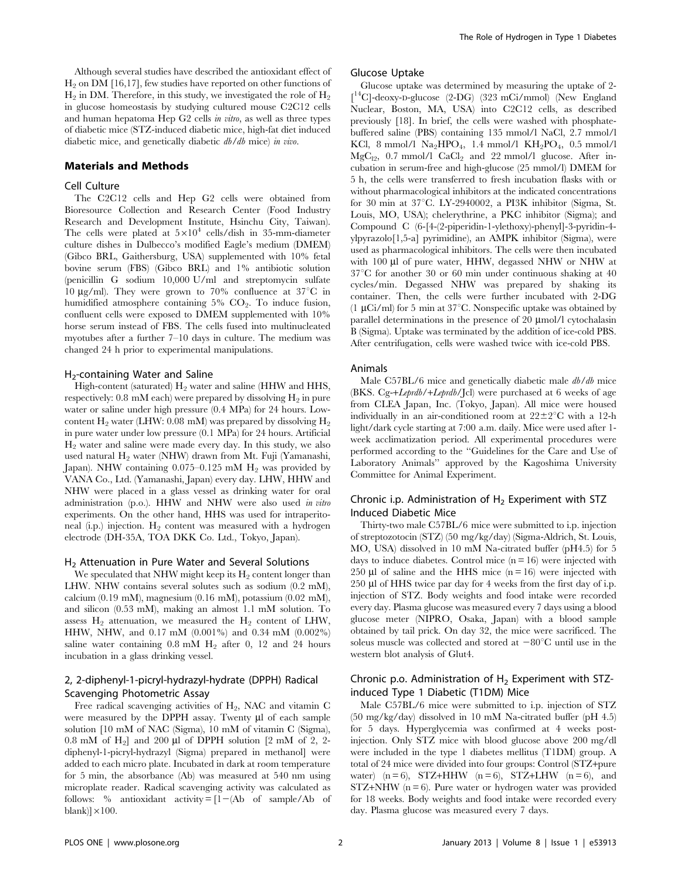Although several studies have described the antioxidant effect of $H_2$ on DM [16,17], few studies have reported on other functions of $H_2$ in DM. Therefore, in this study, we investigated the role of $H_2$ in glucose homeostasis by studying cultured mouse C2C12 cells and human hepatoma Hep G2 cells *in vitro*, as well as three types of diabetic mice (STZ-induced diabetic mice, high-fat diet induced diabetic mice, and genetically diabetic *db/db* mice) *in vivo*.

## Materials and Methods

### Cell Culture

The C2C12 cells and Hep G2 cells were obtained from Bioresource Collection and Research Center (Food Industry Research and Development Institute, Hsinchu City, Taiwan). The cells were plated at $5 \times 10^4$ cells/dish in 35-mm-diameter culture dishes in Dulbecco's modified Eagle's medium (DMEM) (Gibco BRL, Gaithersburg, USA) supplemented with 10% fetal bovine serum (FBS) (Gibco BRL) and 1% antibiotic solution (penicillin G sodium 10,000 U/ml and streptomycin sulfate 10 μg/ml). They were grown to 70% confluence at 37°C in humidified atmosphere containing 5% $CO_2$. To induce fusion, confluent cells were exposed to DMEM supplemented with 10% horse serum instead of FBS. The cells fused into multinucleated myotubes after a further 7–10 days in culture. The medium was changed 24 h prior to experimental manipulations.

### $H_2$-containing Water and Saline

High-content (saturated) $H_2$ water and saline (HHW and HHS, respectively: 0.8 mM each) were prepared by dissolving $H_2$ in pure water or saline under high pressure (0.4 MPa) for 24 hours. Low-content $H_2$ water (LHW: 0.08 mM) was prepared by dissolving $H_2$ in pure water under low pressure (0.1 MPa) for 24 hours. Artificial $H_2$ water and saline were made every day. In this study, we also used natural $H_2$ water (NHW) drawn from Mt. Fuji (Yamanashi, Japan). NHW containing 0.075–0.125 mM $H_2$ was provided by VANA Co., Ltd. (Yamanashi, Japan) every day. LHW, HHW and NHW were placed in a glass vessel as drinking water for oral administration (p.o.). HHW and NHW were also used *in vitro* experiments. On the other hand, HHS was used for intraperitoneal (i.p.) injection. $H_2$ content was measured with a hydrogen electrode (DH-35A, TOA DKK Co. Ltd., Tokyo, Japan).

### $H_2$ Attenuation in Pure Water and Several Solutions

We speculated that NHW might keep its $H_2$ content longer than LHW. NHW contains several solutes such as sodium (0.2 mM), calcium (0.19 mM), magnesium (0.16 mM), potassium (0.02 mM), and silicon (0.53 mM), making an almost 1.1 mM solution. To assess $H_2$ attenuation, we measured the $H_2$ content of LHW, HHW, NHW, and 0.17 mM (0.001%) and 0.34 mM (0.002%) saline water containing 0.8 mM $H_2$ after 0, 12 and 24 hours incubation in a glass drinking vessel.

### 2, 2-diphenyl-1-picryl-hydrazyl-hydrate (DPPH) Radical Scavenging Photometric Assay

Free radical scavenging activities of $H_2$, NAC and vitamin C were measured by the DPPH assay. Twenty μl of each sample solution [10 mM of NAC (Sigma), 10 mM of vitamin C (Sigma), 0.8 mM of $H_2$] and 200 μl of DPPH solution [2 mM of 2, 2-diphenyl-1-picryl-hydrazyl (Sigma) prepared in methanol] were added to each micro plate. Incubated in dark at room temperature for 5 min, the absorbance (Ab) was measured at 540 nm using microplate reader. Radical scavenging activity was calculated as follows: % antioxidant activity $= [1-(\text{Ab of sample}/\text{Ab of blank})] \times 100$.

### Glucose Uptake

Glucose uptake was determined by measuring the uptake of 2-[$^{14}$C]-deoxy-D-glucose (2-DG) (323 mCi/mmol) (New England Nuclear, Boston, MA, USA) into C2C12 cells, as described previously [18]. In brief, the cells were washed with phosphate-buffered saline (PBS) containing 135 mmol/l NaCl, 2.7 mmol/l KCl, 8 mmol/l $Na_2HPO_4$, 1.4 mmol/l $KH_2PO_4$, 0.5 mmol/l $MgC_{l2}$, 0.7 mmol/l $CaCl_2$ and 22 mmol/l glucose. After incubation in serum-free and high-glucose (25 mmol/l) DMEM for 5 h, the cells were transferred to fresh incubation flasks with or without pharmacological inhibitors at the indicated concentrations for 30 min at 37°C. LY-2940002, a PI3K inhibitor (Sigma, St. Louis, MO, USA); chelerythrine, a PKC inhibitor (Sigma); and Compound C (6-[4-(2-piperidin-1-ylethoxy)-phenyl]-3-pyridin-4-ylpyrazolo[1,5-a] pyrimidine), an AMPK inhibitor (Sigma), were used as pharmacological inhibitors. The cells were then incubated with 100 μl of pure water, HHW, degassed NHW or NHW at 37°C for another 30 or 60 min under continuous shaking at 40 cycles/min. Degassed NHW was prepared by shaking its container. Then, the cells were further incubated with 2-DG (1 μCi/ml) for 5 min at 37°C. Nonspecific uptake was obtained by parallel determinations in the presence of 20 μmol/l cytochalasin B (Sigma). Uptake was terminated by the addition of ice-cold PBS. After centrifugation, cells were washed twice with ice-cold PBS.

### Animals

Male C57BL/6 mice and genetically diabetic male *db/db* mice (BKS. Cg-+*Leprdb*/+*Leprdb*/Jcl) were purchased at 6 weeks of age from CLEA Japan, Inc. (Tokyo, Japan). All mice were housed individually in an air-conditioned room at 22±2°C with a 12-h light/dark cycle starting at 7:00 a.m. daily. Mice were used after 1-week acclimatization period. All experimental procedures were performed according to the "Guidelines for the Care and Use of Laboratory Animals" approved by the Kagoshima University Committee for Animal Experiment.

### Chronic i.p. Administration of $H_2$ Experiment with STZ Induced Diabetic Mice

Thirty-two male C57BL/6 mice were submitted to i.p. injection of streptozotocin (STZ) (50 mg/kg/day) (Sigma-Aldrich, St. Louis, MO, USA) dissolved in 10 mM Na-citrated buffer (pH4.5) for 5 days to induce diabetes. Control mice ($n = 16$) were injected with 250 μl of saline and the HHS mice ($n = 16$) were injected with 250 μl of HHS twice par day for 4 weeks from the first day of i.p. injection of STZ. Body weights and food intake were recorded every day. Plasma glucose was measured every 7 days using a blood glucose meter (NIPRO, Osaka, Japan) with a blood sample obtained by tail prick. On day 32, the mice were sacrificed. The soleus muscle was collected and stored at −80°C until use in the western blot analysis of Glut4.

### Chronic p.o. Administration of $H_2$ Experiment with STZ-induced Type 1 Diabetic (T1DM) Mice

Male C57BL/6 mice were submitted to i.p. injection of STZ (50 mg/kg/day) dissolved in 10 mM Na-citrated buffer (pH 4.5) for 5 days. Hyperglycemia was confirmed at 4 weeks post-injection. Only STZ mice with blood glucose above 200 mg/dl were included in the type 1 diabetes mellitus (T1DM) group. A total of 24 mice were divided into four groups: Control (STZ+pure water) ($n = 6$), STZ+HHW ($n = 6$), STZ+LHW ($n = 6$), and STZ+NHW ($n = 6$). Pure water or hydrogen water was provided for 18 weeks. Body weights and food intake were recorded every day. Plasma glucose was measured every 7 days.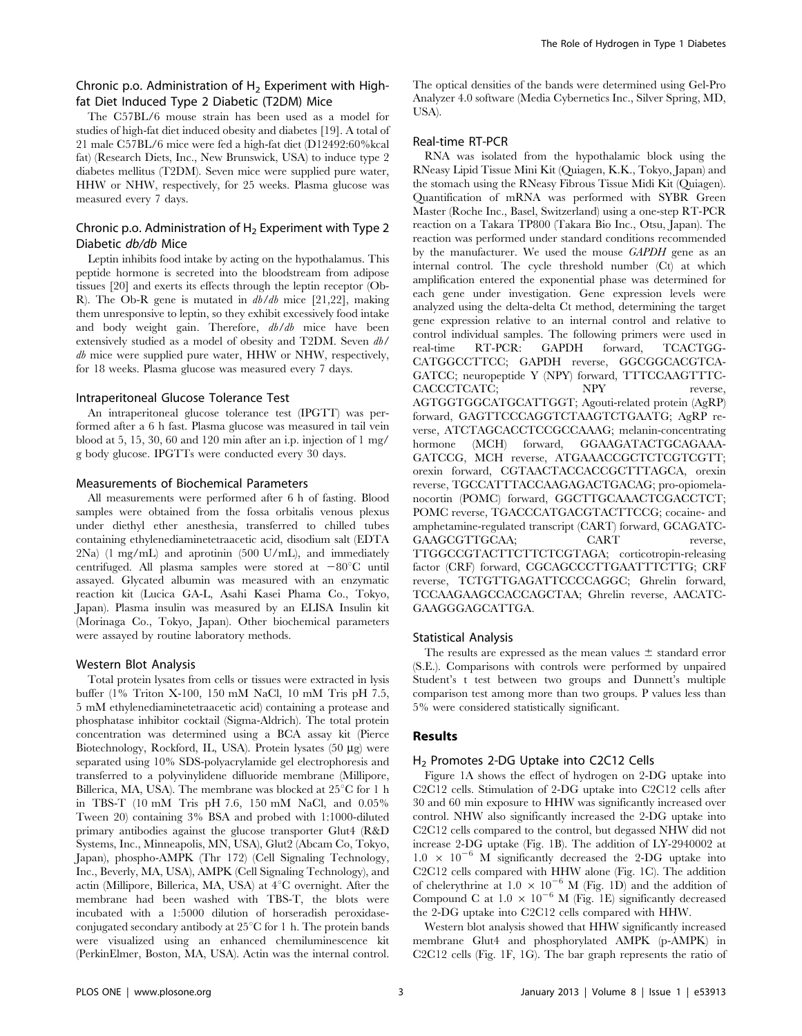### Chronic p.o. Administration of $H_2$ Experiment with High-fat Diet Induced Type 2 Diabetic (T2DM) Mice

The C57BL/6 mouse strain has been used as a model for studies of high-fat diet induced obesity and diabetes [19]. A total of 21 male C57BL/6 mice were fed a high-fat diet (D12492:60%kcal fat) (Research Diets, Inc., New Brunswick, USA) to induce type 2 diabetes mellitus (T2DM). Seven mice were supplied pure water, HHW or NHW, respectively, for 25 weeks. Plasma glucose was measured every 7 days.

### Chronic p.o. Administration of $H_2$ Experiment with Type 2 Diabetic *db/db* Mice

Leptin inhibits food intake by acting on the hypothalamus. This peptide hormone is secreted into the bloodstream from adipose tissues [20] and exerts its effects through the leptin receptor (Ob-R). The Ob-R gene is mutated in *db/db* mice [21,22], making them unresponsive to leptin, so they exhibit excessively food intake and body weight gain. Therefore, *db/db* mice have been extensively studied as a model of obesity and T2DM. Seven *db/db* mice were supplied pure water, HHW or NHW, respectively, for 18 weeks. Plasma glucose was measured every 7 days.

### Intraperitoneal Glucose Tolerance Test

An intraperitoneal glucose tolerance test (IPGTT) was performed after a 6 h fast. Plasma glucose was measured in tail vein blood at 5, 15, 30, 60 and 120 min after an i.p. injection of 1 mg/g body glucose. IPGTTs were conducted every 30 days.

### Measurements of Biochemical Parameters

All measurements were performed after 6 h of fasting. Blood samples were obtained from the fossa orbitalis venous plexus under diethyl ether anesthesia, transferred to chilled tubes containing ethylenediaminetetraacetic acid, disodium salt (EDTA 2Na) (1 mg/mL) and aprotinin (500 U/mL), and immediately centrifuged. All plasma samples were stored at −80°C until assayed. Glycated albumin was measured with an enzymatic reaction kit (Lucica GA-L, Asahi Kasei Phama Co., Tokyo, Japan). Plasma insulin was measured by an ELISA Insulin kit (Morinaga Co., Tokyo, Japan). Other biochemical parameters were assayed by routine laboratory methods.

### Western Blot Analysis

Total protein lysates from cells or tissues were extracted in lysis buffer (1% Triton X-100, 150 mM NaCl, 10 mM Tris pH 7.5, 5 mM ethylenediaminetetraacetic acid) containing a protease and phosphatase inhibitor cocktail (Sigma-Aldrich). The total protein concentration was determined using a BCA assay kit (Pierce Biotechnology, Rockford, IL, USA). Protein lysates (50 µg) were separated using 10% SDS-polyacrylamide gel electrophoresis and transferred to a polyvinylidene difluoride membrane (Millipore, Billerica, MA, USA). The membrane was blocked at 25°C for 1 h in TBS-T (10 mM Tris pH 7.6, 150 mM NaCl, and 0.05% Tween 20) containing 3% BSA and probed with 1:1000-diluted primary antibodies against the glucose transporter Glut4 (R&D Systems, Inc., Minneapolis, MN, USA), Glut2 (Abcam Co, Tokyo, Japan), phospho-AMPK (Thr 172) (Cell Signaling Technology, Inc., Beverly, MA, USA), AMPK (Cell Signaling Technology), and actin (Millipore, Billerica, MA, USA) at 4°C overnight. After the membrane had been washed with TBS-T, the blots were incubated with a 1:5000 dilution of horseradish peroxidase-conjugated secondary antibody at 25°C for 1 h. The protein bands were visualized using an enhanced chemiluminescence kit (PerkinElmer, Boston, MA, USA). Actin was the internal control. The optical densities of the bands were determined using Gel-Pro Analyzer 4.0 software (Media Cybernetics Inc., Silver Spring, MD, USA).

### Real-time RT-PCR

RNA was isolated from the hypothalamic block using the RNeasy Lipid Tissue Mini Kit (Quiagen, K.K., Tokyo, Japan) and the stomach using the RNeasy Fibrous Tissue Midi Kit (Quiagen). Quantification of mRNA was performed with SYBR Green Master (Roche Inc., Basel, Switzerland) using a one-step RT-PCR reaction on a Takara TP800 (Takara Bio Inc., Otsu, Japan). The reaction was performed under standard conditions recommended by the manufacturer. We used the mouse *GAPDH* gene as an internal control. The cycle threshold number (Ct) at which amplification entered the exponential phase was determined for each gene under investigation. Gene expression levels were analyzed using the delta-delta Ct method, determining the target gene expression relative to an internal control and relative to control individual samples. The following primers were used in real-time RT-PCR: GAPDH forward, TCACTGG-CATGGCCTTCC; GAPDH reverse, GGCGGCACGTCA-GATCC; neuropeptide Y (NPY) forward, TTTCCAAGTTTC-CACCCTCATC; NPY reverse, AGTGGTGGCATGCATTGGT; Agouti-related protein (AgRP) forward, GAGTTCCCAGGTCTAAGTCTGAATG; AgRP reverse, ATCTAGCACCTCCGCCAAAG; melanin-concentrating hormone (MCH) forward, GGAAGATACTGCAGAAA-GATCCG, MCH reverse, ATGAAACCGCTCTCGTCGTT; orexin forward, CGTAACTACCACCGCTTTAGCA, orexin reverse, TGCCATTTACCAAGAGACTGACAG; pro-opiomelanocortin (POMC) forward, GGCTTGCAAACTCGACCTCT; POMC reverse, TGACCCATGACGTACTTCCG; cocaine- and amphetamine-regulated transcript (CART) forward, GCAGATC-GAAGCGTTGCAA; CART reverse, TTGGCCGTACTTCTTCTCGTAGA; corticotropin-releasing factor (CRF) forward, CGCAGCCCTTGAATTTCTTG; CRF reverse, TCTGTTGAGATTCCCCAGGC; Ghrelin forward, TCCAAGAAGCCACCAGCTAA; Ghrelin reverse, AACATC-GAAGGGAGCATTGA.

### Statistical Analysis

The results are expressed as the mean values ± standard error (S.E.). Comparisons with controls were performed by unpaired Student's t test between two groups and Dunnett's multiple comparison test among more than two groups. P values less than 5% were considered statistically significant.

## Results

### $H_2$ Promotes 2-DG Uptake into C2C12 Cells

Figure 1A shows the effect of hydrogen on 2-DG uptake into C2C12 cells. Stimulation of 2-DG uptake into C2C12 cells after 30 and 60 min exposure to HHW was significantly increased over control. NHW also significantly increased the 2-DG uptake into C2C12 cells compared to the control, but degassed NHW did not increase 2-DG uptake (Fig. 1B). The addition of LY-2940002 at $1.0 \times 10^{-6}$ M significantly decreased the 2-DG uptake into C2C12 cells compared with HHW alone (Fig. 1C). The addition of chelerythrine at $1.0 \times 10^{-6}$ M (Fig. 1D) and the addition of Compound C at $1.0 \times 10^{-6}$ M (Fig. 1E) significantly decreased the 2-DG uptake into C2C12 cells compared with HHW.

Western blot analysis showed that HHW significantly increased membrane Glut4 and phosphorylated AMPK (p-AMPK) in C2C12 cells (Fig. 1F, 1G). The bar graph represents the ratio of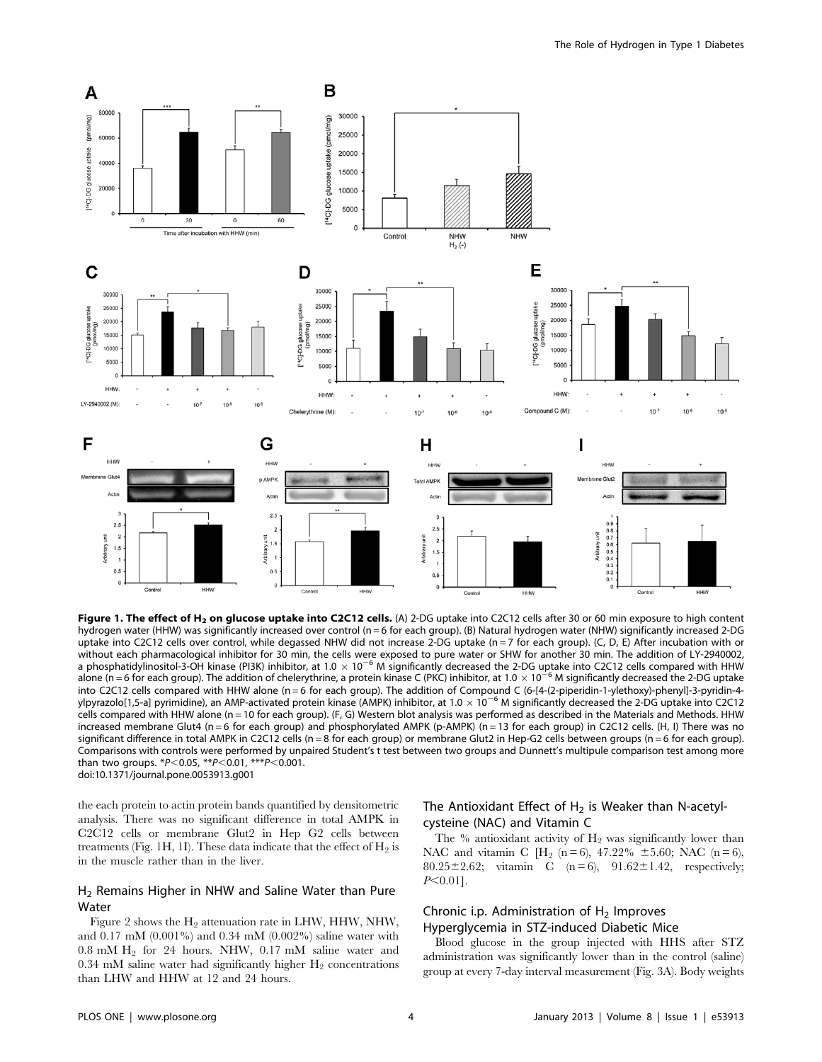**Figure 1. The effect of $H_2$ on glucose uptake into C2C12 cells.** (A) 2-DG uptake into C2C12 cells after 30 or 60 min exposure to high content hydrogen water (HHW) was significantly increased over control (n = 6 for each group). (B) Natural hydrogen water (NHW) significantly increased 2-DG uptake into C2C12 cells over control, while degassed NHW did not increase 2-DG uptake (n = 7 for each group). (C, D, E) After incubation with or without each pharmacological inhibitor for 30 min, the cells were exposed to pure water or SHW for another 30 min. The addition of LY-2940002, a phosphatidylinositol-3-OH kinase (PI3K) inhibitor, at $1.0 \times 10^{-6}$ M significantly decreased the 2-DG uptake into C2C12 cells compared with HHW alone (n = 6 for each group). The addition of chelerythrine, a protein kinase C (PKC) inhibitor, at $1.0 \times 10^{-6}$ M significantly decreased the 2-DG uptake into C2C12 cells compared with HHW alone (n = 6 for each group). The addition of Compound C (6-[4-(2-piperidin-1-ylethoxy)-phenyl]-3-pyridin-4-ylpyrazolo[1,5-a] pyrimidine), an AMP-activated protein kinase (AMPK) inhibitor, at $1.0 \times 10^{-6}$ M significantly decreased the 2-DG uptake into C2C12 cells compared with HHW alone (n = 10 for each group). (F, G) Western blot analysis was performed as described in the Materials and Methods. HHW increased membrane Glut4 (n = 6 for each group) and phosphorylated AMPK (p-AMPK) (n = 13 for each group) in C2C12 cells. (H, I) There was no significant difference in total AMPK in C2C12 cells (n = 8 for each group) or membrane Glut2 in Hep-G2 cells between groups (n = 6 for each group). Comparisons with controls were performed by unpaired Student's t test between two groups and Dunnett's multipule comparison test among more than two groups. *$P<0.05$, **$P<0.01$, ***$P<0.001$.
doi:10.1371/journal.pone.0053913.g001

the each protein to actin protein bands quantified by densitometric analysis. There was no significant difference in total AMPK in C2C12 cells or membrane Glut2 in Hep G2 cells between treatments (Fig. 1H, 1I). These data indicate that the effect of $H_2$ is in the muscle rather than in the liver.

## $H_2$ Remains Higher in NHW and Saline Water than Pure Water

Figure 2 shows the $H_2$ attenuation rate in LHW, HHW, NHW, and 0.17 mM (0.001%) and 0.34 mM (0.002%) saline water with 0.8 mM $H_2$ for 24 hours. NHW, 0.17 mM saline water and 0.34 mM saline water had significantly higher $H_2$ concentrations than LHW and HHW at 12 and 24 hours.

## The Antioxidant Effect of $H_2$ is Weaker than N-acetyl-cysteine (NAC) and Vitamin C

The % antioxidant activity of $H_2$ was significantly lower than NAC and vitamin C [$H_2$ (n = 6), 47.22% ±5.60; NAC (n = 6), 80.25±2.62; vitamin C (n = 6), 91.62±1.42, respectively; $P<0.01$].

## Chronic i.p. Administration of $H_2$ Improves Hyperglycemia in STZ-induced Diabetic Mice

Blood glucose in the group injected with HHS after STZ administration was significantly lower than in the control (saline) group at every 7-day interval measurement (Fig. 3A). Body weights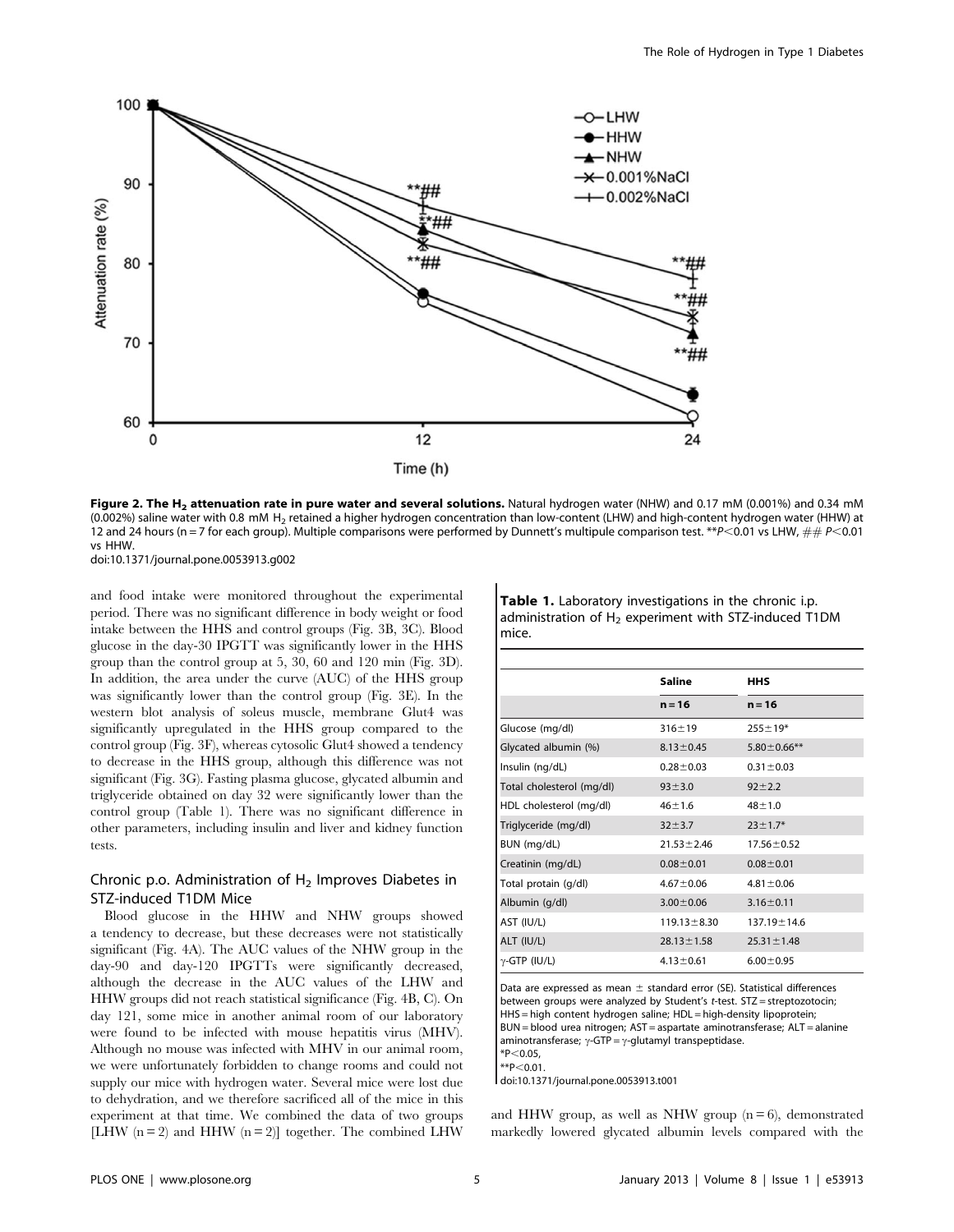**Figure 2. The $H_2$ attenuation rate in pure water and several solutions.** Natural hydrogen water (NHW) and 0.17 mM (0.001%) and 0.34 mM (0.002%) saline water with 0.8 mM $H_2$ retained a higher hydrogen concentration than low-content (LHW) and high-content hydrogen water (HHW) at 12 and 24 hours (n = 7 for each group). Multiple comparisons were performed by Dunnett's multipule comparison test. $^{**}P<0.01$ vs LHW, ## $P<0.01$ vs HHW.
doi:10.1371/journal.pone.0053913.g002

and food intake were monitored throughout the experimental period. There was no significant difference in body weight or food intake between the HHS and control groups (Fig. 3B, 3C). Blood glucose in the day-30 IPGTT was significantly lower in the HHS group than the control group at 5, 30, 60 and 120 min (Fig. 3D). In addition, the area under the curve (AUC) of the HHS group was significantly lower than the control group (Fig. 3E). In the western blot analysis of soleus muscle, membrane Glut4 was significantly upregulated in the HHS group compared to the control group (Fig. 3F), whereas cytosolic Glut4 showed a tendency to decrease in the HHS group, although this difference was not significant (Fig. 3G). Fasting plasma glucose, glycated albumin and triglyceride obtained on day 32 were significantly lower than the control group (Table 1). There was no significant difference in other parameters, including insulin and liver and kidney function tests.

## Chronic p.o. Administration of $H_2$ Improves Diabetes in STZ-induced T1DM Mice

Blood glucose in the HHW and NHW groups showed a tendency to decrease, but these decreases were not statistically significant (Fig. 4A). The AUC values of the NHW group in the day-90 and day-120 IPGTTs were significantly decreased, although the decrease in the AUC values of the LHW and HHW groups did not reach statistical significance (Fig. 4B, C). On day 121, some mice in another animal room of our laboratory were found to be infected with mouse hepatitis virus (MHV). Although no mouse was infected with MHV in our animal room, we were unfortunately forbidden to change rooms and could not supply our mice with hydrogen water. Several mice were lost due to dehydration, and we therefore sacrificed all of the mice in this experiment at that time. We combined the data of two groups [LHW (n = 2) and HHW (n = 2)] together. The combined LHW and HHW group, as well as NHW group (n = 6), demonstrated markedly lowered glycated albumin levels compared with the

**Table 1.** Laboratory investigations in the chronic i.p. administration of $H_2$ experiment with STZ-induced T1DM mice.

| | Saline | HHS |
|---|---|---|
| | n = 16 | n = 16 |
| Glucose (mg/dl) | 316±19 | 255±19* |
| Glycated albumin (%) | 8.13±0.45 | 5.80±0.66** |
| Insulin (ng/dL) | 0.28±0.03 | 0.31±0.03 |
| Total cholesterol (mg/dl) | 93±3.0 | 92±2.2 |
| HDL cholesterol (mg/dl) | 46±1.6 | 48±1.0 |
| Triglyceride (mg/dl) | 32±3.7 | 23±1.7* |
| BUN (mg/dL) | 21.53±2.46 | 17.56±0.52 |
| Creatinin (mg/dL) | 0.08±0.01 | 0.08±0.01 |
| Total protein (g/dl) | 4.67±0.06 | 4.81±0.06 |
| Albumin (g/dl) | 3.00±0.06 | 3.16±0.11 |
| AST (IU/L) | 119.13±8.30 | 137.19±14.6 |
| ALT (IU/L) | 28.13±1.58 | 25.31±1.48 |
| γ-GTP (IU/L) | 4.13±0.61 | 6.00±0.95 |

Data are expressed as mean ± standard error (SE). Statistical differences between groups were analyzed by Student's *t*-test. STZ = streptozotocin; HHS = high content hydrogen saline; HDL = high-density lipoprotein; BUN = blood urea nitrogen; AST = aspartate aminotransferase; ALT = alanine aminotransferase; γ-GTP = γ-glutamyl transpeptidase.
$^{*}P<0.05$,
$^{**}P<0.01$.
doi:10.1371/journal.pone.0053913.t001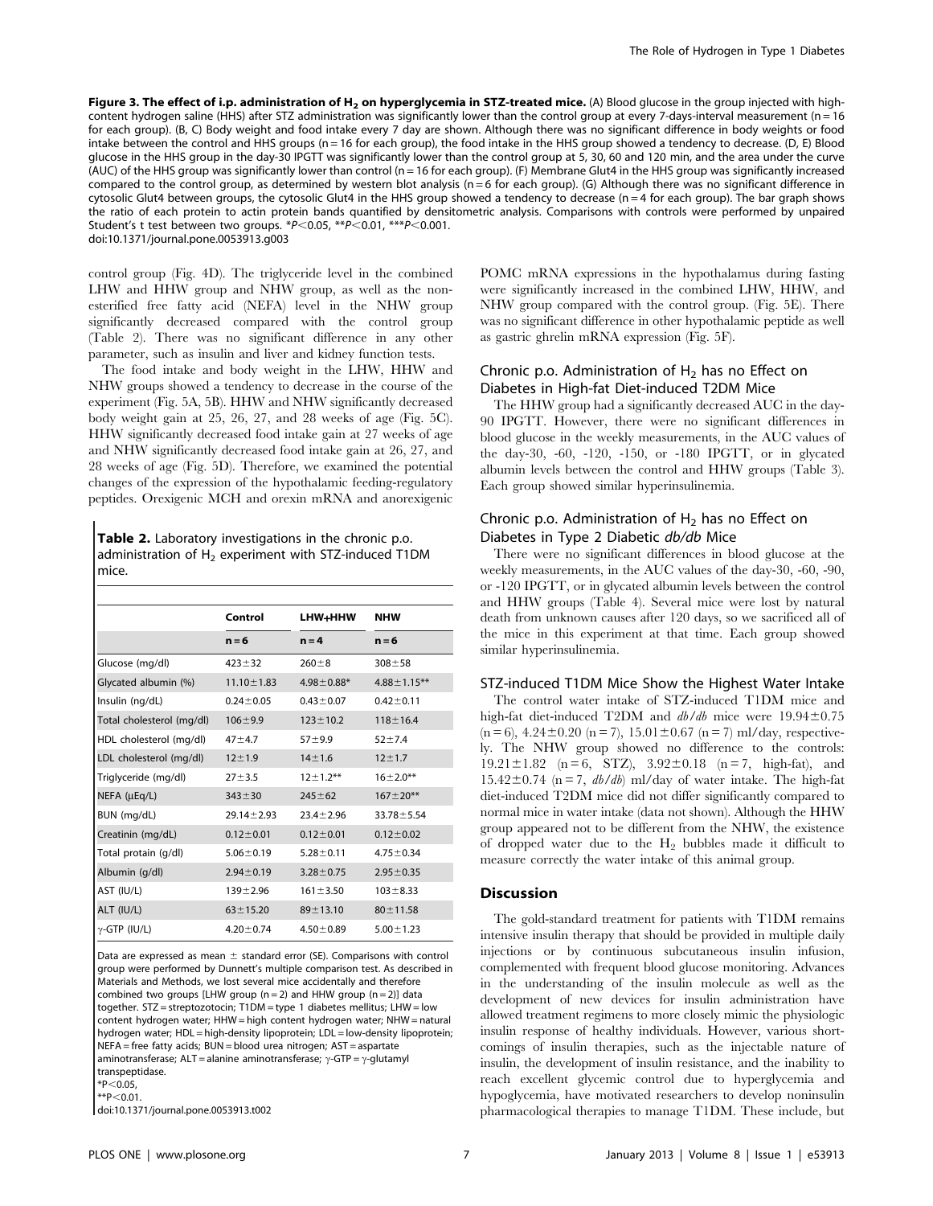**Figure 3. The effect of i.p. administration of $H_2$ on hyperglycemia in STZ-treated mice.** (A) Blood glucose in the group injected with high-content hydrogen saline (HHS) after STZ administration was significantly lower than the control group at every 7-days-interval measurement (n = 16 for each group). (B, C) Body weight and food intake every 7 day are shown. Although there was no significant difference in body weights or food intake between the control and HHS groups (n = 16 for each group), the food intake in the HHS group showed a tendency to decrease. (D, E) Blood glucose in the HHS group in the day-30 IPGTT was significantly lower than the control group at 5, 30, 60 and 120 min, and the area under the curve (AUC) of the HHS group was significantly lower than control (n = 16 for each group). (F) Membrane Glut4 in the HHS group was significantly increased compared to the control group, as determined by western blot analysis (n = 6 for each group). (G) Although there was no significant difference in cytosolic Glut4 between groups, the cytosolic Glut4 in the HHS group showed a tendency to decrease (n = 4 for each group). The bar graph shows the ratio of each protein to actin protein bands quantified by densitometric analysis. Comparisons with controls were performed by unpaired Student's t test between two groups. *$P<0.05$, **$P<0.01$, ***$P<0.001$.
doi:10.1371/journal.pone.0053913.g003

control group (Fig. 4D). The triglyceride level in the combined LHW and HHW group and NHW group, as well as the non-esterified free fatty acid (NEFA) level in the NHW group significantly decreased compared with the control group (Table 2). There was no significant difference in any other parameter, such as insulin and liver and kidney function tests.

The food intake and body weight in the LHW, HHW and NHW groups showed a tendency to decrease in the course of the experiment (Fig. 5A, 5B). HHW and NHW significantly decreased body weight gain at 25, 26, 27, and 28 weeks of age (Fig. 5C). HHW significantly decreased food intake gain at 27 weeks of age and NHW significantly decreased food intake gain at 26, 27, and 28 weeks of age (Fig. 5D). Therefore, we examined the potential changes of the expression of the hypothalamic feeding-regulatory peptides. Orexigenic MCH and orexin mRNA and anorexigenic POMC mRNA expressions in the hypothalamus during fasting were significantly increased in the combined LHW, HHW, and NHW group compared with the control group. (Fig. 5E). There was no significant difference in other hypothalamic peptide as well as gastric ghrelin mRNA expression (Fig. 5F).

**Table 2.** Laboratory investigations in the chronic p.o. administration of $H_2$ experiment with STZ-induced T1DM mice.

| | Control | LHW+HHW | NHW |
|---|---|---|---|
| | n = 6 | n = 4 | n = 6 |
| Glucose (mg/dl) | 423±32 | 260±8 | 308±58 |
| Glycated albumin (%) | 11.10±1.83 | 4.98±0.88* | 4.88±1.15** |
| Insulin (ng/dL) | 0.24±0.05 | 0.43±0.07 | 0.42±0.11 |
| Total cholesterol (mg/dl) | 106±9.9 | 123±10.2 | 118±16.4 |
| HDL cholesterol (mg/dl) | 47±4.7 | 57±9.9 | 52±7.4 |
| LDL cholesterol (mg/dl) | 12±1.9 | 14±1.6 | 12±1.7 |
| Triglyceride (mg/dl) | 27±3.5 | 12±1.2** | 16±2.0** |
| NEFA (μEq/L) | 343±30 | 245±62 | 167±20** |
| BUN (mg/dL) | 29.14±2.93 | 23.4±2.96 | 33.78±5.54 |
| Creatinin (mg/dL) | 0.12±0.01 | 0.12±0.01 | 0.12±0.02 |
| Total protein (g/dl) | 5.06±0.19 | 5.28±0.11 | 4.75±0.34 |
| Albumin (g/dl) | 2.94±0.19 | 3.28±0.75 | 2.95±0.35 |
| AST (IU/L) | 139±2.96 | 161±3.50 | 103±8.33 |
| ALT (IU/L) | 63±15.20 | 89±13.10 | 80±11.58 |
| γ-GTP (IU/L) | 4.20±0.74 | 4.50±0.89 | 5.00±1.23 |

Data are expressed as mean ± standard error (SE). Comparisons with control group were performed by Dunnett's multiple comparison test. As described in Materials and Methods, we lost several mice accidentally and therefore combined two groups [LHW group (n = 2) and HHW group (n = 2)] data together. STZ = streptozotocin; T1DM = type 1 diabetes mellitus; LHW = low content hydrogen water; HHW = high content hydrogen water; NHW = natural hydrogen water; HDL = high-density lipoprotein; LDL = low-density lipoprotein; NEFA = free fatty acids; BUN = blood urea nitrogen; AST = aspartate aminotransferase; ALT = alanine aminotransferase; γ-GTP = γ-glutamyl transpeptidase.
*$P<0.05$,
**$P<0.01$.
doi:10.1371/journal.pone.0053913.t002

### Chronic p.o. Administration of $H_2$ has no Effect on Diabetes in High-fat Diet-induced T2DM Mice

The HHW group had a significantly decreased AUC in the day-90 IPGTT. However, there were no significant differences in blood glucose in the weekly measurements, in the AUC values of the day-30, -60, -120, -150, or -180 IPGTT, or in glycated albumin levels between the control and HHW groups (Table 3). Each group showed similar hyperinsulinemia.

### Chronic p.o. Administration of $H_2$ has no Effect on Diabetes in Type 2 Diabetic *db/db* Mice

There were no significant differences in blood glucose at the weekly measurements, in the AUC values of the day-30, -60, -90, or -120 IPGTT, or in glycated albumin levels between the control and HHW groups (Table 4). Several mice were lost by natural death from unknown causes after 120 days, so we sacrificed all of the mice in this experiment at that time. Each group showed similar hyperinsulinemia.

### STZ-induced T1DM Mice Show the Highest Water Intake

The control water intake of STZ-induced T1DM mice and high-fat diet-induced T2DM and *db/db* mice were 19.94±0.75 (n = 6), 4.24±0.20 (n = 7), 15.01±0.67 (n = 7) ml/day, respectively. The NHW group showed no difference to the controls: 19.21±1.82 (n = 6, STZ), 3.92±0.18 (n = 7, high-fat), and 15.42±0.74 (n = 7, *db/db*) ml/day of water intake. The high-fat diet-induced T2DM mice did not differ significantly compared to normal mice in water intake (data not shown). Although the HHW group appeared not to be different from the NHW, the existence of dropped water due to the $H_2$ bubbles made it difficult to measure correctly the water intake of this animal group.

## Discussion

The gold-standard treatment for patients with T1DM remains intensive insulin therapy that should be provided in multiple daily injections or by continuous subcutaneous insulin infusion, complemented with frequent blood glucose monitoring. Advances in the understanding of the insulin molecule as well as the development of new devices for insulin administration have allowed treatment regimens to more closely mimic the physiologic insulin response of healthy individuals. However, various shortcomings of insulin therapies, such as the injectable nature of insulin, the development of insulin resistance, and the inability to reach excellent glycemic control due to hyperglycemia and hypoglycemia, have motivated researchers to develop noninsulin pharmacological therapies to manage T1DM. These include, but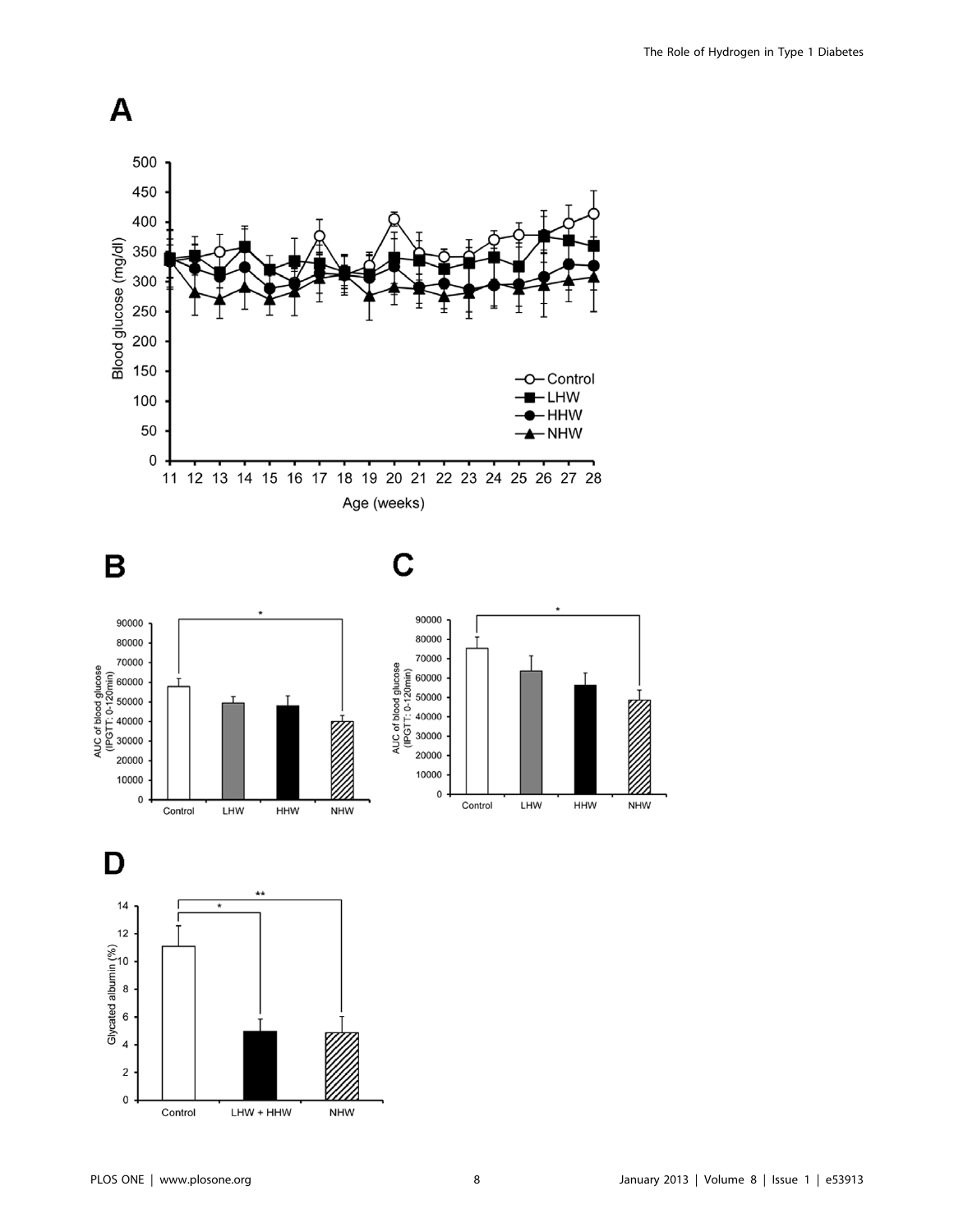A

Blood glucose (mg/dl)

Age (weeks)

- Control
- LHW
- HHW
- NHW

B

AUC of blood glucose (IPGTT: 0-120min)

Control LHW HHW NHW

*

C

AUC of blood glucose (IPGTT: 0-120min)

Control LHW HHW NHW

*

D

Glycated albumin (%)

Control LHW + HHW NHW

* **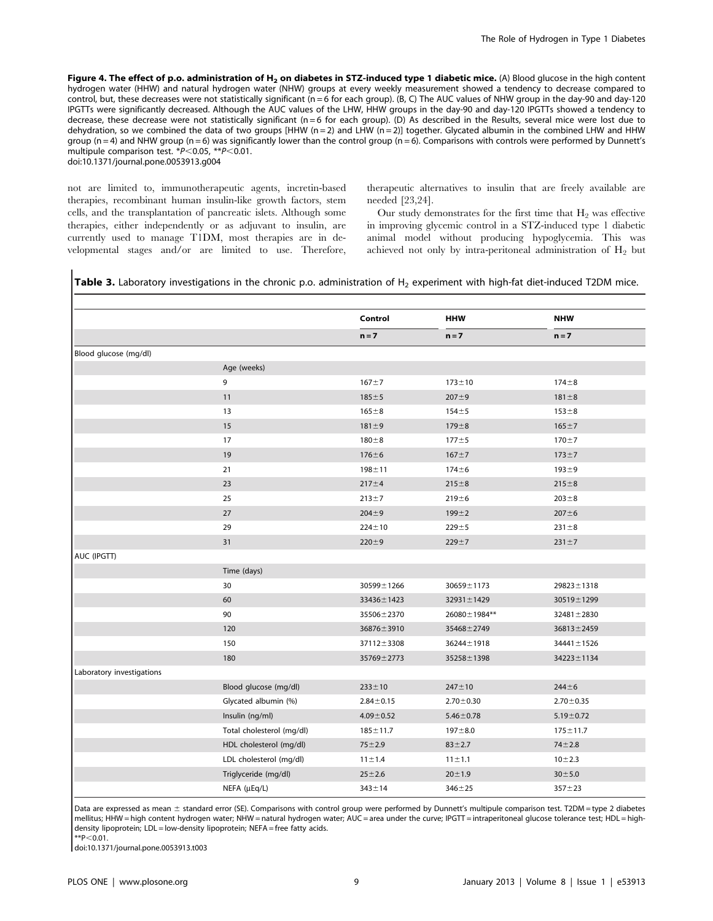**Figure 4. The effect of p.o. administration of $H_2$ on diabetes in STZ-induced type 1 diabetic mice.** (A) Blood glucose in the high content hydrogen water (HHW) and natural hydrogen water (NHW) groups at every weekly measurement showed a tendency to decrease compared to control, but, these decreases were not statistically significant (n = 6 for each group). (B, C) The AUC values of NHW group in the day-90 and day-120 IPGTTs were significantly decreased. Although the AUC values of the LHW, HHW groups in the day-90 and day-120 IPGTTs showed a tendency to decrease, these decrease were not statistically significant (n = 6 for each group). (D) As described in the Results, several mice were lost due to dehydration, so we combined the data of two groups [HHW (n = 2) and LHW (n = 2)] together. Glycated albumin in the combined LHW and HHW group (n = 4) and NHW group (n = 6) was significantly lower than the control group (n = 6). Comparisons with controls were performed by Dunnett's multiple comparison test. $*P<0.05$, $**P<0.01$.
doi:10.1371/journal.pone.0053913.g004

not are limited to, immunotherapeutic agents, incretin-based therapies, recombinant human insulin-like growth factors, stem cells, and the transplantation of pancreatic islets. Although some therapies, either independently or as adjuvant to insulin, are currently used to manage T1DM, most therapies are in developmental stages and/or are limited to use. Therefore, therapeutic alternatives to insulin that are freely available are needed [23,24].

Our study demonstrates for the first time that $H_2$ was effective in improving glycemic control in a STZ-induced type 1 diabetic animal model without producing hypoglycemia. This was achieved not only by intra-peritoneal administration of $H_2$ but

**Table 3.** Laboratory investigations in the chronic p.o. administration of $H_2$ experiment with high-fat diet-induced T2DM mice.

| | | Control | HHW | NHW |
|---|---|---|---|---|
| | | n = 7 | n = 7 | n = 7 |
| Blood glucose (mg/dl) | | | | |
| | Age (weeks) | | | |
| | 9 | 167±7 | 173±10 | 174±8 |
| | 11 | 185±5 | 207±9 | 181±8 |
| | 13 | 165±8 | 154±5 | 153±8 |
| | 15 | 181±9 | 179±8 | 165±7 |
| | 17 | 180±8 | 177±5 | 170±7 |
| | 19 | 176±6 | 167±7 | 173±7 |
| | 21 | 198±11 | 174±6 | 193±9 |
| | 23 | 217±4 | 215±8 | 215±8 |
| | 25 | 213±7 | 219±6 | 203±8 |
| | 27 | 204±9 | 199±2 | 207±6 |
| | 29 | 224±10 | 229±5 | 231±8 |
| | 31 | 220±9 | 229±7 | 231±7 |
| AUC (IPGTT) | | | | |
| | Time (days) | | | |
| | 30 | 30599±1266 | 30659±1173 | 29823±1318 |
| | 60 | 33436±1423 | 32931±1429 | 30519±1299 |
| | 90 | 35506±2370 | 26080±1984** | 32481±2830 |
| | 120 | 36876±3910 | 35468±2749 | 36813±2459 |
| | 150 | 37112±3308 | 36244±1918 | 34441±1526 |
| | 180 | 35769±2773 | 35258±1398 | 34223±1134 |
| Laboratory investigations | | | | |
| | Blood glucose (mg/dl) | 233±10 | 247±10 | 244±6 |
| | Glycated albumin (%) | 2.84±0.15 | 2.70±0.30 | 2.70±0.35 |
| | Insulin (ng/ml) | 4.09±0.52 | 5.46±0.78 | 5.19±0.72 |
| | Total cholesterol (mg/dl) | 185±11.7 | 197±8.0 | 175±11.7 |
| | HDL cholesterol (mg/dl) | 75±2.9 | 83±2.7 | 74±2.8 |
| | LDL cholesterol (mg/dl) | 11±1.4 | 11±1.1 | 10±2.3 |
| | Triglyceride (mg/dl) | 25±2.6 | 20±1.9 | 30±5.0 |
| | NEFA (μEq/L) | 343±14 | 346±25 | 357±23 |

Data are expressed as mean ± standard error (SE). Comparisons with control group were performed by Dunnett's multipule comparison test. T2DM = type 2 diabetes mellitus; HHW = high content hydrogen water; NHW = natural hydrogen water; AUC = area under the curve; IPGTT = intraperitoneal glucose tolerance test; HDL = high-density lipoprotein; LDL = low-density lipoprotein; NEFA = free fatty acids.
$**P<0.01$.
doi:10.1371/journal.pone.0053913.t003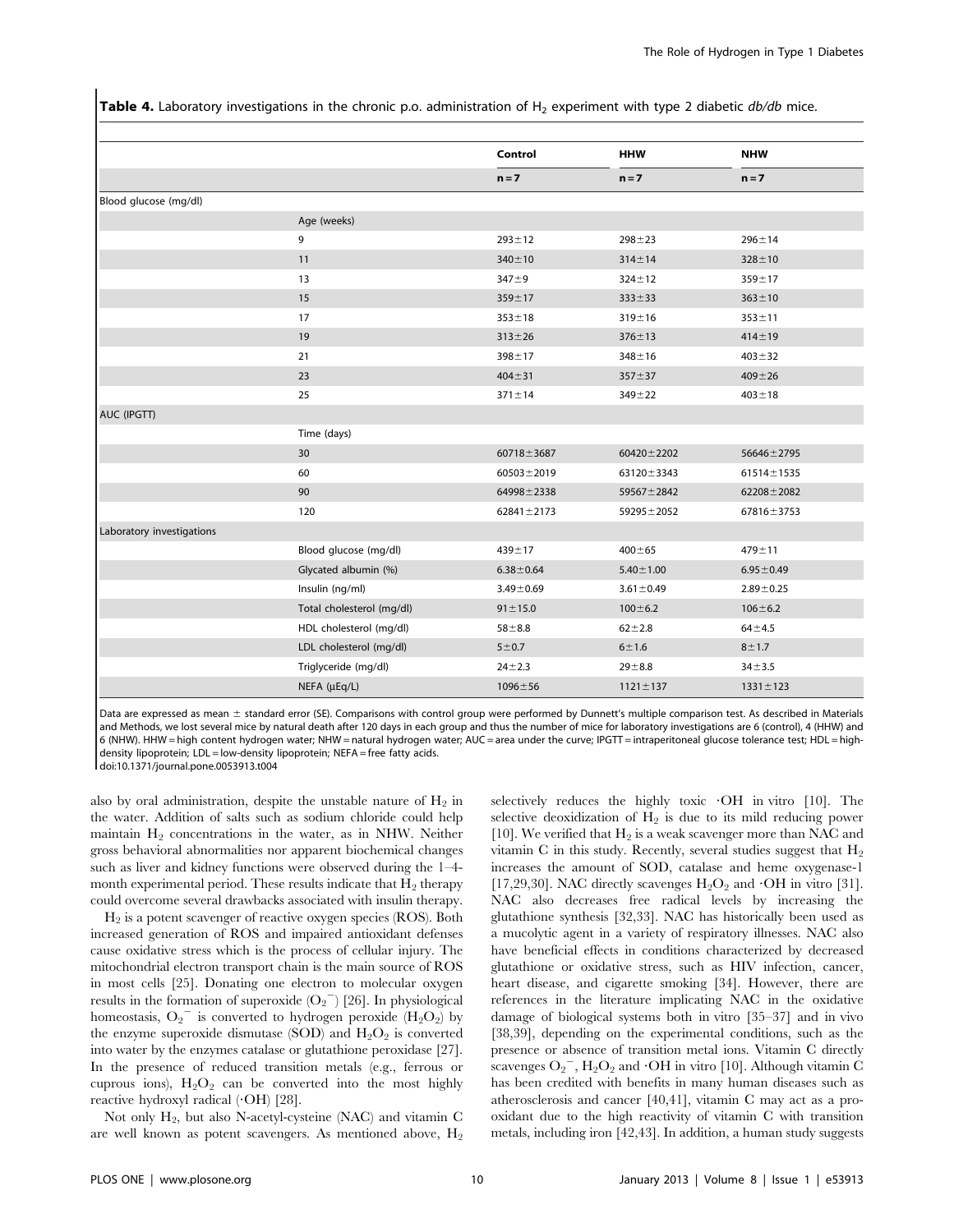**Table 4.** Laboratory investigations in the chronic p.o. administration of $H_2$ experiment with type 2 diabetic *db/db* mice.

| | | Control | HHW | NHW |
|---|---|---|---|---|
| | | n = 7 | n = 7 | n = 7 |
| Blood glucose (mg/dl) | | | | |
| | Age (weeks) | | | |
| | 9 | 293±12 | 298±23 | 296±14 |
| | 11 | 340±10 | 314±14 | 328±10 |
| | 13 | 347±9 | 324±12 | 359±17 |
| | 15 | 359±17 | 333±33 | 363±10 |
| | 17 | 353±18 | 319±16 | 353±11 |
| | 19 | 313±26 | 376±13 | 414±19 |
| | 21 | 398±17 | 348±16 | 403±32 |
| | 23 | 404±31 | 357±37 | 409±26 |
| | 25 | 371±14 | 349±22 | 403±18 |
| AUC (IPGTT) | | | | |
| | Time (days) | | | |
| | 30 | 60718±3687 | 60420±2202 | 56646±2795 |
| | 60 | 60503±2019 | 63120±3343 | 61514±1535 |
| | 90 | 64998±2338 | 59567±2842 | 62208±2082 |
| | 120 | 62841±2173 | 59295±2052 | 67816±3753 |
| Laboratory investigations | | | | |
| | Blood glucose (mg/dl) | 439±17 | 400±65 | 479±11 |
| | Glycated albumin (%) | 6.38±0.64 | 5.40±1.00 | 6.95±0.49 |
| | Insulin (ng/ml) | 3.49±0.69 | 3.61±0.49 | 2.89±0.25 |
| | Total cholesterol (mg/dl) | 91±15.0 | 100±6.2 | 106±6.2 |
| | HDL cholesterol (mg/dl) | 58±8.8 | 62±2.8 | 64±4.5 |
| | LDL cholesterol (mg/dl) | 5±0.7 | 6±1.6 | 8±1.7 |
| | Triglyceride (mg/dl) | 24±2.3 | 29±8.8 | 34±3.5 |
| | NEFA (μEq/L) | 1096±56 | 1121±137 | 1331±123 |

Data are expressed as mean ± standard error (SE). Comparisons with control group were performed by Dunnett's multiple comparison test. As described in Materials and Methods, we lost several mice by natural death after 120 days in each group and thus the number of mice for laboratory investigations are 6 (control), 4 (HHW) and 6 (NHW). HHW = high content hydrogen water; NHW = natural hydrogen water; AUC = area under the curve; IPGTT = intraperitoneal glucose tolerance test; HDL = high-density lipoprotein; LDL = low-density lipoprotein; NEFA = free fatty acids.
doi:10.1371/journal.pone.0053913.t004

also by oral administration, despite the unstable nature of $H_2$ in the water. Addition of salts such as sodium chloride could help maintain $H_2$ concentrations in the water, as in NHW. Neither gross behavioral abnormalities nor apparent biochemical changes such as liver and kidney functions were observed during the 1–4-month experimental period. These results indicate that $H_2$ therapy could overcome several drawbacks associated with insulin therapy.

$H_2$ is a potent scavenger of reactive oxygen species (ROS). Both increased generation of ROS and impaired antioxidant defenses cause oxidative stress which is the process of cellular injury. The mitochondrial electron transport chain is the main source of ROS in most cells [25]. Donating one electron to molecular oxygen results in the formation of superoxide ($O_2^-$) [26]. In physiological homeostasis, $O_2^-$ is converted to hydrogen peroxide ($H_2O_2$) by the enzyme superoxide dismutase (SOD) and $H_2O_2$ is converted into water by the enzymes catalase or glutathione peroxidase [27]. In the presence of reduced transition metals (e.g., ferrous or cuprous ions), $H_2O_2$ can be converted into the most highly reactive hydroxyl radical (·OH) [28].

Not only $H_2$, but also N-acetyl-cysteine (NAC) and vitamin C are well known as potent scavengers. As mentioned above, $H_2$ selectively reduces the highly toxic ·OH in vitro [10]. The selective deoxidization of $H_2$ is due to its mild reducing power [10]. We verified that $H_2$ is a weak scavenger more than NAC and vitamin C in this study. Recently, several studies suggest that $H_2$ increases the amount of SOD, catalase and heme oxygenase-1 [17,29,30]. NAC directly scavenges $H_2O_2$ and ·OH in vitro [31]. NAC also decreases free radical levels by increasing the glutathione synthesis [32,33]. NAC has historically been used as a mucolytic agent in a variety of respiratory illnesses. NAC also have beneficial effects in conditions characterized by decreased glutathione or oxidative stress, such as HIV infection, cancer, heart disease, and cigarette smoking [34]. However, there are references in the literature implicating NAC in the oxidative damage of biological systems both in vitro [35–37] and in vivo [38,39], depending on the experimental conditions, such as the presence or absence of transition metal ions. Vitamin C directly scavenges $O_2^-$, $H_2O_2$ and ·OH in vitro [10]. Although vitamin C has been credited with benefits in many human diseases such as atherosclerosis and cancer [40,41], vitamin C may act as a pro-oxidant due to the high reactivity of vitamin C with transition metals, including iron [42,43]. In addition, a human study suggests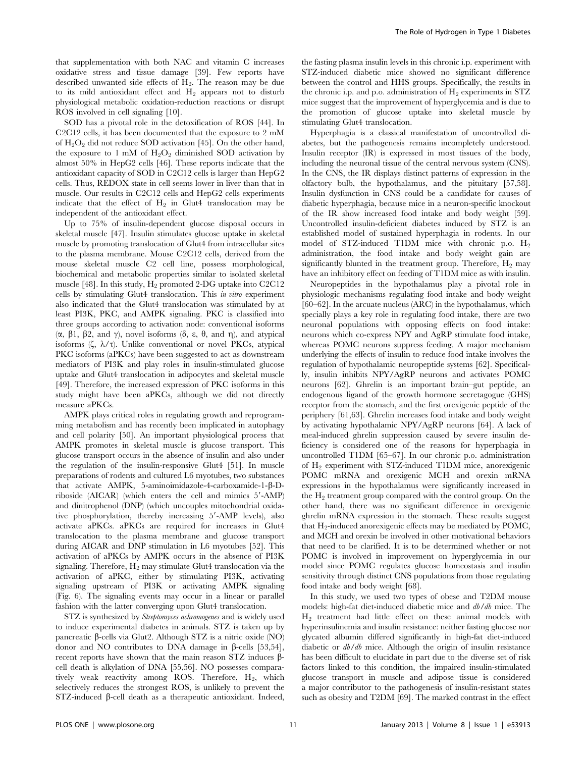that supplementation with both NAC and vitamin C increases oxidative stress and tissue damage [39]. Few reports have described unwanted side effects of $H_2$. The reason may be due to its mild antioxidant effect and $H_2$ appears not to disturb physiological metabolic oxidation-reduction reactions or disrupt ROS involved in cell signaling [10].

SOD has a pivotal role in the detoxification of ROS [44]. In C2C12 cells, it has been documented that the exposure to 2 mM of $H_2O_2$ did not reduce SOD activation [45]. On the other hand, the exposure to 1 mM of $H_2O_2$ diminished SOD activation by almost 50% in HepG2 cells [46]. These reports indicate that the antioxidant capacity of SOD in C2C12 cells is larger than HepG2 cells. Thus, REDOX state in cell seems lower in liver than that in muscle. Our results in C2C12 cells and HepG2 cells experiments indicate that the effect of $H_2$ in Glut4 translocation may be independent of the antioxidant effect.

Up to 75% of insulin-dependent glucose disposal occurs in skeletal muscle [47]. Insulin stimulates glucose uptake in skeletal muscle by promoting translocation of Glut4 from intracellular sites to the plasma membrane. Mouse C2C12 cells, derived from the mouse skeletal muscle C2 cell line, possess morphological, biochemical and metabolic properties similar to isolated skeletal muscle [48]. In this study, $H_2$ promoted 2-DG uptake into C2C12 cells by stimulating Glut4 translocation. This *in vitro* experiment also indicated that the Glut4 translocation was stimulated by at least PI3K, PKC, and AMPK signaling. PKC is classified into three groups according to activation node: conventional isoforms (α, β1, β2, and γ), novel isoforms (δ, ε, θ, and η), and atypical isoforms (ζ, λ/τ). Unlike conventional or novel PKCs, atypical PKC isoforms (aPKCs) have been suggested to act as downstream mediators of PI3K and play roles in insulin-stimulated glucose uptake and Glut4 translocation in adipocytes and skeletal muscle [49]. Therefore, the increased expression of PKC isoforms in this study might have been aPKCs, although we did not directly measure aPKCs.

AMPK plays critical roles in regulating growth and reprogramming metabolism and has recently been implicated in autophagy and cell polarity [50]. An important physiological process that AMPK promotes in skeletal muscle is glucose transport. This glucose transport occurs in the absence of insulin and also under the regulation of the insulin-responsive Glut4 [51]. In muscle preparations of rodents and cultured L6 myotubes, two substances that activate AMPK, 5-aminoimidazole-4-carboxamide-1-β-D-riboside (AICAR) (which enters the cell and mimics 5′-AMP) and dinitrophenol (DNP) (which uncouples mitochondrial oxidative phosphorylation, thereby increasing 5′-AMP levels), also activate aPKCs. aPKCs are required for increases in Glut4 translocation to the plasma membrane and glucose transport during AICAR and DNP stimulation in L6 myotubes [52]. This activation of aPKCs by AMPK occurs in the absence of PI3K signaling. Therefore, $H_2$ may stimulate Glut4 translocation via the activation of aPKC, either by stimulating PI3K, activating signaling upstream of PI3K or activating AMPK signaling (Fig. 6). The signaling events may occur in a linear or parallel fashion with the latter converging upon Glut4 translocation.

STZ is synthesized by *Streptomyces achromogenes* and is widely used to induce experimental diabetes in animals. STZ is taken up by pancreatic β-cells via Glut2. Although STZ is a nitric oxide (NO) donor and NO contributes to DNA damage in β-cells [53,54], recent reports have shown that the main reason STZ induces β-cell death is alkylation of DNA [55,56]. NO possesses comparatively weak reactivity among ROS. Therefore, $H_2$, which selectively reduces the strongest ROS, is unlikely to prevent the STZ-induced β-cell death as a therapeutic antioxidant. Indeed, the fasting plasma insulin levels in this chronic i.p. experiment with STZ-induced diabetic mice showed no significant difference between the control and HHS groups. Specifically, the results in the chronic i.p. and p.o. administration of $H_2$ experiments in STZ mice suggest that the improvement of hyperglycemia and is due to the promotion of glucose uptake into skeletal muscle by stimulating Glut4 translocation.

Hyperphagia is a classical manifestation of uncontrolled diabetes, but the pathogenesis remains incompletely understood. Insulin receptor (IR) is expressed in most tissues of the body, including the neuronal tissue of the central nervous system (CNS). In the CNS, the IR displays distinct patterns of expression in the olfactory bulb, the hypothalamus, and the pituitary [57,58]. Insulin dysfunction in CNS could be a candidate for causes of diabetic hyperphagia, because mice in a neuron-specific knockout of the IR show increased food intake and body weight [59]. Uncontrolled insulin-deficient diabetes induced by STZ is an established model of sustained hyperphagia in rodents. In our model of STZ-induced T1DM mice with chronic p.o. $H_2$ administration, the food intake and body weight gain are significantly blunted in the treatment group. Therefore, $H_2$ may have an inhibitory effect on feeding of T1DM mice as with insulin.

Neuropeptides in the hypothalamus play a pivotal role in physiologic mechanisms regulating food intake and body weight [60–62]. In the arcuate nucleus (ARC) in the hypothalamus, which specially plays a key role in regulating food intake, there are two neuronal populations with opposing effects on food intake: neurons which co-express NPY and AgRP stimulate food intake, whereas POMC neurons suppress feeding. A major mechanism underlying the effects of insulin to reduce food intake involves the regulation of hypothalamic neuropeptide systems [62]. Specifically, insulin inhibits NPY/AgRP neurons and activates POMC neurons [62]. Ghrelin is an important brain–gut peptide, an endogenous ligand of the growth hormone secretagogue (GHS) receptor from the stomach, and the first orexigenic peptide of the periphery [61,63]. Ghrelin increases food intake and body weight by activating hypothalamic NPY/AgRP neurons [64]. A lack of meal-induced ghrelin suppression caused by severe insulin deficiency is considered one of the reasons for hyperphagia in uncontrolled T1DM [65–67]. In our chronic p.o. administration of $H_2$ experiment with STZ-induced T1DM mice, anorexigenic POMC mRNA and orexigenic MCH and orexin mRNA expressions in the hypothalamus were significantly increased in the $H_2$ treatment group compared with the control group. On the other hand, there was no significant difference in orexigenic ghrelin mRNA expression in the stomach. These results suggest that $H_2$-induced anorexigenic effects may be mediated by POMC, and MCH and orexin be involved in other motivational behaviors that need to be clarified. It is to be determined whether or not POMC is involved in improvement on hyperglycemia in our model since POMC regulates glucose homeostasis and insulin sensitivity through distinct CNS populations from those regulating food intake and body weight [68].

In this study, we used two types of obese and T2DM mouse models: high-fat diet-induced diabetic mice and *db/db* mice. The $H_2$ treatment had little effect on these animal models with hyperinsulinemia and insulin resistance: neither fasting glucose nor glycated albumin differed significantly in high-fat diet-induced diabetic or *db/db* mice. Although the origin of insulin resistance has been difficult to elucidate in part due to the diverse set of risk factors linked to this condition, the impaired insulin-stimulated glucose transport in muscle and adipose tissue is considered a major contributor to the pathogenesis of insulin-resistant states such as obesity and T2DM [69]. The marked contrast in the effect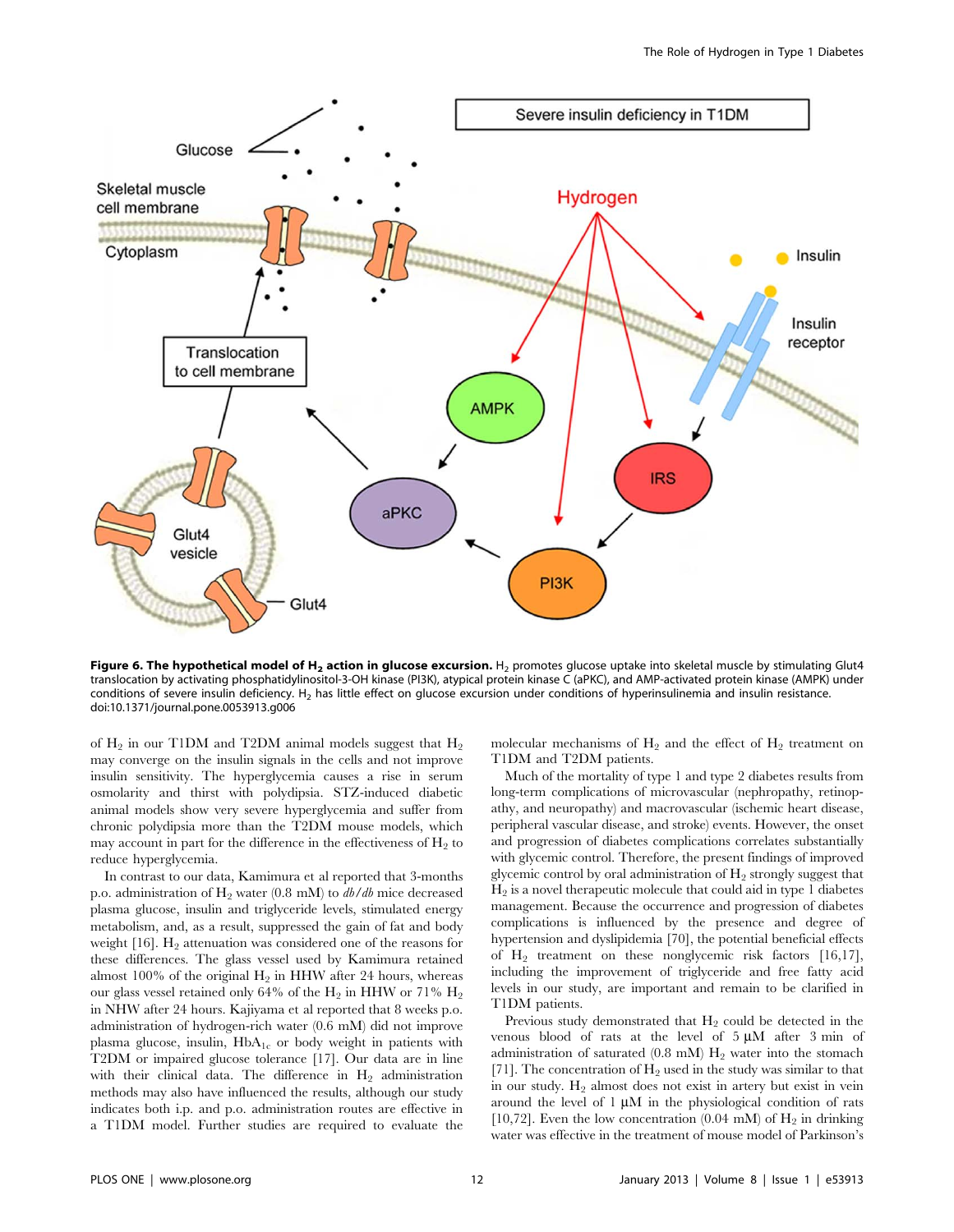**Figure 6. The hypothetical model of $H_2$ action in glucose excursion.** $H_2$ promotes glucose uptake into skeletal muscle by stimulating Glut4 translocation by activating phosphatidylinositol-3-OH kinase (PI3K), atypical protein kinase C (aPKC), and AMP-activated protein kinase (AMPK) under conditions of severe insulin deficiency. $H_2$ has little effect on glucose excursion under conditions of hyperinsulinemia and insulin resistance. doi:10.1371/journal.pone.0053913.g006

of $H_2$ in our T1DM and T2DM animal models suggest that $H_2$ may converge on the insulin signals in the cells and not improve insulin sensitivity. The hyperglycemia causes a rise in serum osmolarity and thirst with polydipsia. STZ-induced diabetic animal models show very severe hyperglycemia and suffer from chronic polydipsia more than the T2DM mouse models, which may account in part for the difference in the effectiveness of $H_2$ to reduce hyperglycemia.

In contrast to our data, Kamimura et al reported that 3-months p.o. administration of $H_2$ water (0.8 mM) to *db/db* mice decreased plasma glucose, insulin and triglyceride levels, stimulated energy metabolism, and, as a result, suppressed the gain of fat and body weight [16]. $H_2$ attenuation was considered one of the reasons for these differences. The glass vessel used by Kamimura retained almost 100% of the original $H_2$ in HHW after 24 hours, whereas our glass vessel retained only 64% of the $H_2$ in HHW or 71% $H_2$ in NHW after 24 hours. Kajiyama et al reported that 8 weeks p.o. administration of hydrogen-rich water (0.6 mM) did not improve plasma glucose, insulin, $HbA_{1c}$ or body weight in patients with T2DM or impaired glucose tolerance [17]. Our data are in line with their clinical data. The difference in $H_2$ administration methods may also have influenced the results, although our study indicates both i.p. and p.o. administration routes are effective in a T1DM model. Further studies are required to evaluate the molecular mechanisms of $H_2$ and the effect of $H_2$ treatment on T1DM and T2DM patients.

Much of the mortality of type 1 and type 2 diabetes results from long-term complications of microvascular (nephropathy, retinopathy, and neuropathy) and macrovascular (ischemic heart disease, peripheral vascular disease, and stroke) events. However, the onset and progression of diabetes complications correlates substantially with glycemic control. Therefore, the present findings of improved glycemic control by oral administration of $H_2$ strongly suggest that $H_2$ is a novel therapeutic molecule that could aid in type 1 diabetes management. Because the occurrence and progression of diabetes complications is influenced by the presence and degree of hypertension and dyslipidemia [70], the potential beneficial effects of $H_2$ treatment on these nonglycemic risk factors [16,17], including the improvement of triglyceride and free fatty acid levels in our study, are important and remain to be clarified in T1DM patients.

Previous study demonstrated that $H_2$ could be detected in the venous blood of rats at the level of 5 μM after 3 min of administration of saturated (0.8 mM) $H_2$ water into the stomach [71]. The concentration of $H_2$ used in the study was similar to that in our study. $H_2$ almost does not exist in artery but exist in vein around the level of 1 μM in the physiological condition of rats [10,72]. Even the low concentration (0.04 mM) of $H_2$ in drinking water was effective in the treatment of mouse model of Parkinson's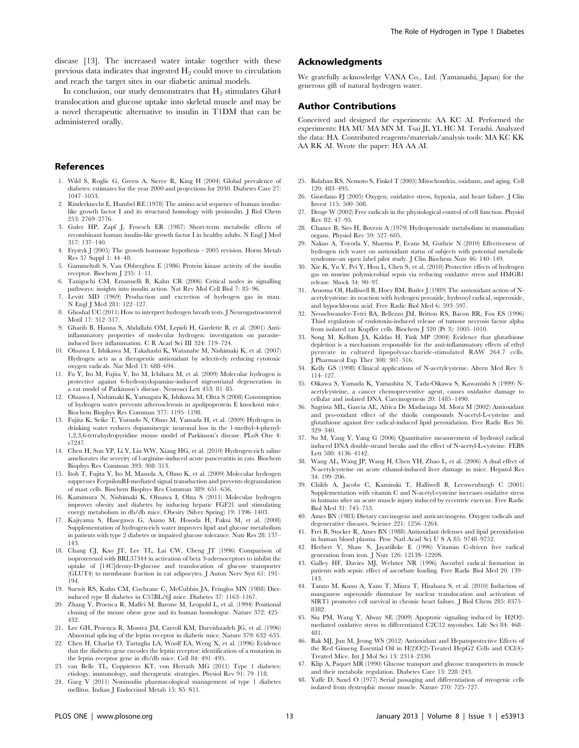disease [13]. The increased water intake together with these previous data indicates that ingested $H_2$ could move to circulation and reach the target sites in our diabetic animal models.

In conclusion, our study demonstrates that $H_2$ stimulates Glut4 translocation and glucose uptake into skeletal muscle and may be a novel therapeutic alternative to insulin in T1DM that can be administered orally.

## Acknowledgments

We gratefully acknowledge VANA Co., Ltd. (Yamanashi, Japan) for the generous gift of natural hydrogen water.

## Author Contributions

Conceived and designed the experiments: AA KC AI. Performed the experiments: HA MU MA MN M. Tsai JL YL HC M. Terashi. Analyzed the data: HA. Contributed reagents/materials/analysis tools: MA KC KK AA RK AI. Wrote the paper: HA AA AI.

## References

1. Wild S, Roglic G, Green A, Sicree R, King H (2004) Global prevalence of diabetes: estimates for the year 2000 and projections for 2030. Diabetes Care 27: 1047–1053.
2. Rinderknecht E, Humbel RE (1978) The amino acid sequence of human insulin-like growth factor I and its structural homology with proinsulin. J Biol Chem 253: 2769–2776.
3. Guler HP, Zapf J, Froesch ER (1987) Short-term metabolic effects of recombinant human insulin-like growth factor I in healthy adults. N Engl J Med 317: 137–140.
4. Frystyk J (2005) The growth hormone hypothesis - 2005 revision. Horm Metab Res 37 Suppl 1: 44–48.
5. Gammeltoft S, Van Obberghen E (1986) Protein kinase activity of the insulin receptor. Biochem J 235: 1–11.
6. Taniguchi CM, Emanuelli B, Kahn CR (2006) Critical nodes in signalling pathways: insights into insulin action. Nat Rev Mol Cell Biol 7: 85–96.
7. Levitt MD (1969) Production and excretion of hydrogen gas in man. N Engl J Med 281: 122–127.
8. Ghoshal UC (2011) How to interpret hydrogen breath tests. J Neurogastroenterol Motil 17: 312–317.
9. Gharib B, Hanna S, Abdallahi OM, Lepidi H, Gardette B, et al. (2001) Anti-inflammatory properties of molecular hydrogen: investigation on parasite-induced liver inflammation. C R Acad Sci III 324: 719–724.
10. Ohsawa I, Ishikawa M, Takahashi K, Watanabe M, Nishimaki K, et al. (2007) Hydrogen acts as a therapeutic antioxidant by selectively reducing cytotoxic oxygen radicals. Nat Med 13: 688–694.
11. Fu Y, Ito M, Fujita Y, Ito M, Ichihara M, et al. (2009) Molecular hydrogen is protective against 6-hydroxydopamine-induced nigrostriatal degeneration in a rat model of Parkinson's disease. Neurosci Lett 453: 81–85.
12. Ohsawa I, Nishimaki K, Yamagata K, Ishikawa M, Ohta S (2008) Consumption of hydrogen water prevents atherosclerosis in apolipoprotein E knockout mice. Biochem Biophys Res Commun 377: 1195–1198.
13. Fujita K, Seike T, Yutsudo N, Ohno M, Yamada H, et al. (2009) Hydrogen in drinking water reduces dopaminergic neuronal loss in the 1-methyl-4-phenyl-1,2,3,6-tetrahydropyridine mouse model of Parkinson's disease. PLoS One 4: e7247.
14. Chen H, Sun YP, Li Y, Liu WW, Xiang HG, et al. (2010) Hydrogen-rich saline ameliorates the severity of l-arginine-induced acute pancreatitis in rats. Biochem Biophys Res Commun 393: 308–313.
15. Itoh T, Fujita Y, Ito M, Masuda A, Ohno K, et al. (2009) Molecular hydrogen suppresses FcepsilonRI-mediated signal transduction and prevents degranulation of mast cells. Biochem Biophys Res Commun 389: 651–656.
16. Kamimura N, Nishimaki K, Ohsawa I, Ohta S (2011) Molecular hydrogen improves obesity and diabetes by inducing hepatic FGF21 and stimulating energy metabolism in db/db mice. Obesity (Silver Spring) 19: 1396–1403.
17. Kajiyama S, Hasegawa G, Asano M, Hosoda H, Fukui M, et al. (2008) Supplementation of hydrogen-rich water improves lipid and glucose metabolism in patients with type 2 diabetes or impaired glucose tolerance. Nutr Res 28: 137–143.
18. Chang CJ, Kao JT, Lee TL, Lai CW, Cheng JT (1996) Comparison of isoproterenol with BRL37344 in activation of beta 3-adrenoceptors to inhibit the uptake of [14C]deoxy-D-glucose and translocation of glucose transporter (GLUT4) to membrane fraction in rat adipocytes. J Auton Nerv Syst 61: 191–194.
19. Surwit RS, Kuhn CM, Cochrane C, McCubbin JA, Feinglos MN (1988) Diet-induced type II diabetes in C57BL/6J mice. Diabetes 37: 1163–1167.
20. Zhang Y, Proenca R, Maffei M, Barone M, Leopold L, et al. (1994) Positional cloning of the mouse obese gene and its human homologue. Nature 372: 425–432.
21. Lee GH, Proenca R, Montez JM, Carroll KM, Darvishzadeh JG, et al. (1996) Abnormal splicing of the leptin receptor in diabetic mice. Nature 379: 632–635.
22. Chen H, Charlat O, Tartaglia LA, Woolf EA, Weng X, et al. (1996) Evidence that the diabetes gene encodes the leptin receptor: identification of a mutation in the leptin receptor gene in db/db mice. Cell 84: 491–495.
23. van Belle TL, Coppieters KT, von Herrath MG (2011) Type 1 diabetes: etiology, immunology, and therapeutic strategies. Physiol Rev 91: 79–118.
24. Garg V (2011) Noninsulin pharmacological management of type 1 diabetes mellitus. Indian J Endocrinol Metab 15: S5–S11.
25. Balaban RS, Nemoto S, Finkel T (2005) Mitochondria, oxidants, and aging. Cell 120: 483–495.
26. Giordano FJ (2005) Oxygen, oxidative stress, hypoxia, and heart failure. J Clin Invest 115: 500–508.
27. Droge W (2002) Free radicals in the physiological control of cell function. Physiol Rev 82: 47–95.
28. Chance B, Sies H, Boveris A (1979) Hydroperoxide metabolism in mammalian organs. Physiol Rev 59: 527–605.
29. Nakao A, Toyoda Y, Sharma P, Evans M, Guthrie N (2010) Effectiveness of hydrogen rich water on antioxidant status of subjects with potential metabolic syndrome-an open label pilot study. J Clin Biochem Nutr 46: 140–149.
30. Xie K, Yu Y, Pei Y, Hou L, Chen S, et al. (2010) Protective effects of hydrogen gas on murine polymicrobial sepsis via reducing oxidative stress and HMGB1 release. Shock 34: 90–97.
31. Aruoma OI, Halliwell B, Hoey BM, Butler J (1989) The antioxidant action of N-acetylcysteine: its reaction with hydrogen peroxide, hydroxyl radical, superoxide, and hypochlorous acid. Free Radic Biol Med 6: 593–597.
32. Neuschwander-Tetri BA, Bellezzo JM, Britton RS, Bacon BR, Fox ES (1996) Thiol regulation of endotoxin-induced release of tumour necrosis factor alpha from isolated rat Kupffer cells. Biochem J 320 (Pt 3): 1005–1010.
33. Song M, Kellum JA, Kaldas H, Fink MP (2004) Evidence that glutathione depletion is a mechanism responsible for the anti-inflammatory effects of ethyl pyruvate in cultured lipopolysaccharide-stimulated RAW 264.7 cells. J Pharmacol Exp Ther 308: 307–316.
34. Kelly GS (1998) Clinical applications of N-acetylcysteine. Altern Med Rev 3: 114–127.
35. Oikawa S, Yamada K, Yamashita N, Tada-Oikawa S, Kawanishi S (1999) N-acetylcysteine, a cancer chemopreventive agent, causes oxidative damage to cellular and isolated DNA. Carcinogenesis 20: 1485–1490.
36. Sagrista ML, Garcia AE, Africa De Madariaga M, Mora M (2002) Antioxidant and pro-oxidant effect of the thiolic compounds N-acetyl-L-cysteine and glutathione against free radical-induced lipid peroxidation. Free Radic Res 36: 329–340.
37. Su M, Yang Y, Yang G (2006) Quantitative measurement of hydroxyl radical induced DNA double-strand breaks and the effect of N-acetyl-L-cysteine. FEBS Lett 580: 4136–4142.
38. Wang AL, Wang JP, Wang H, Chen YH, Zhao L, et al. (2006) A dual effect of N-acetylcysteine on acute ethanol-induced liver damage in mice. Hepatol Res 34: 199–206.
39. Childs A, Jacobs C, Kaminski T, Halliwell B, Leeuwenburgh C (2001) Supplementation with vitamin C and N-acetyl-cysteine increases oxidative stress in humans after an acute muscle injury induced by eccentric exercise. Free Radic Biol Med 31: 745–753.
40. Ames BN (1983) Dietary carcinogens and anticarcinogens. Oxygen radicals and degenerative diseases. Science 221: 1256–1264.
41. Frei B, Stocker R, Ames BN (1988) Antioxidant defenses and lipid peroxidation in human blood plasma. Proc Natl Acad Sci U S A 85: 9748–9752.
42. Herbert V, Shaw S, Jayatilleke E (1996) Vitamin C-driven free radical generation from iron. J Nutr 126: 1213S–1220S.
43. Galley HF, Davies MJ, Webster NR (1996) Ascorbyl radical formation in patients with sepsis: effect of ascorbate loading. Free Radic Biol Med 20: 139–143.
44. Tanno M, Kuno A, Yano T, Miura T, Hisahara S, et al. (2010) Induction of manganese superoxide dismutase by nuclear translocation and activation of SIRT1 promotes cell survival in chronic heart failure. J Biol Chem 285: 8375–8382.
45. Siu PM, Wang Y, Alway SE (2009) Apoptotic signaling induced by H2O2-mediated oxidative stress in differentiated C2C12 myotubes. Life Sci 84: 468–481.
46. Bak MJ, Jun M, Jeong WS (2012) Antioxidant and Hepatoprotective Effects of the Red Ginseng Essential Oil in H(2)O(2)-Treated HepG2 Cells and CCl(4)-Treated Mice. Int J Mol Sci 13: 2314–2330.
47. Klip A, Paquet MR (1990) Glucose transport and glucose transporters in muscle and their metabolic regulation. Diabetes Care 13: 228–243.
48. Yaffe D, Saxel O (1977) Serial passaging and differentiation of myogenic cells isolated from dystrophic mouse muscle. Nature 270: 725–727.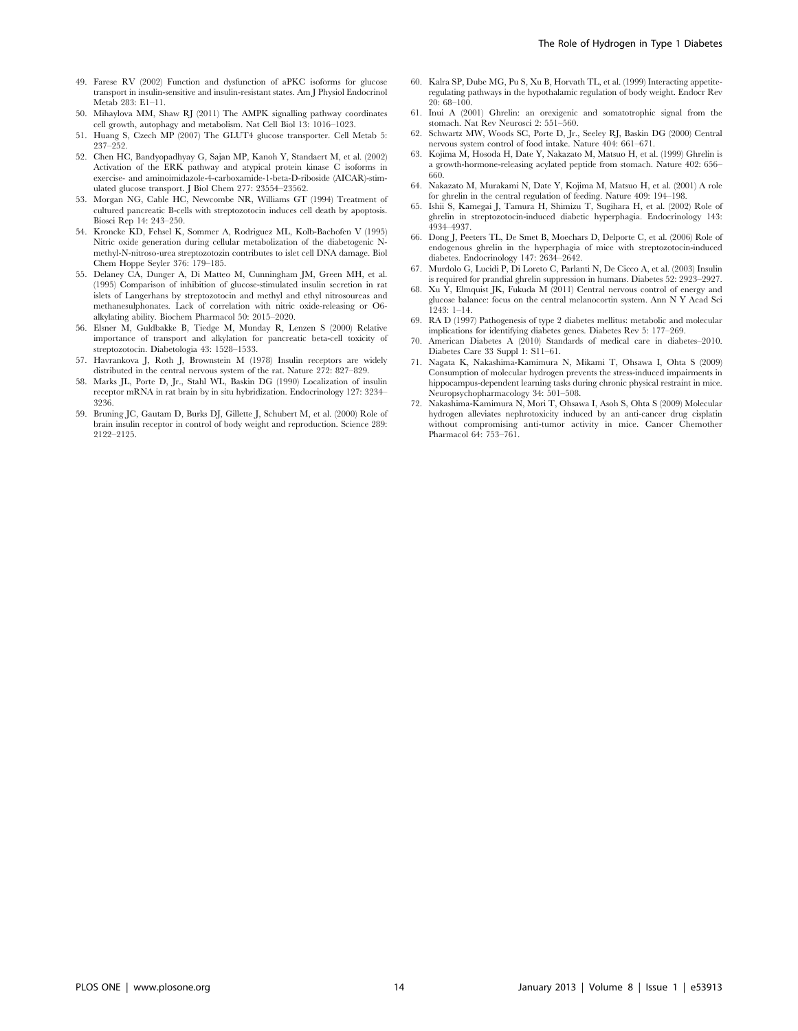49. Farese RV (2002) Function and dysfunction of aPKC isoforms for glucose transport in insulin-sensitive and insulin-resistant states. Am J Physiol Endocrinol Metab 283: E1–11.
50. Mihaylova MM, Shaw RJ (2011) The AMPK signalling pathway coordinates cell growth, autophagy and metabolism. Nat Cell Biol 13: 1016–1023.
51. Huang S, Czech MP (2007) The GLUT4 glucose transporter. Cell Metab 5: 237–252.
52. Chen HC, Bandyopadhyay G, Sajan MP, Kanoh Y, Standaert M, et al. (2002) Activation of the ERK pathway and atypical protein kinase C isoforms in exercise- and aminoimidazole-4-carboxamide-1-beta-D-riboside (AICAR)-stimulated glucose transport. J Biol Chem 277: 23554–23562.
53. Morgan NG, Cable HC, Newcombe NR, Williams GT (1994) Treatment of cultured pancreatic B-cells with streptozotocin induces cell death by apoptosis. Biosci Rep 14: 243–250.
54. Kroncke KD, Fehsel K, Sommer A, Rodriguez ML, Kolb-Bachofen V (1995) Nitric oxide generation during cellular metabolization of the diabetogenic N-methyl-N-nitroso-urea streptozotozin contributes to islet cell DNA damage. Biol Chem Hoppe Seyler 376: 179–185.
55. Delaney CA, Dunger A, Di Matteo M, Cunningham JM, Green MH, et al. (1995) Comparison of inhibition of glucose-stimulated insulin secretion in rat islets of Langerhans by streptozotocin and methyl and ethyl nitrosoureas and methanesulphonates. Lack of correlation with nitric oxide-releasing or O6-alkylating ability. Biochem Pharmacol 50: 2015–2020.
56. Elsner M, Guldbakke B, Tiedge M, Munday R, Lenzen S (2000) Relative importance of transport and alkylation for pancreatic beta-cell toxicity of streptozotocin. Diabetologia 43: 1528–1533.
57. Havrankova J, Roth J, Brownstein M (1978) Insulin receptors are widely distributed in the central nervous system of the rat. Nature 272: 827–829.
58. Marks JL, Porte D, Jr., Stahl WL, Baskin DG (1990) Localization of insulin receptor mRNA in rat brain by in situ hybridization. Endocrinology 127: 3234–3236.
59. Bruning JC, Gautam D, Burks DJ, Gillette J, Schubert M, et al. (2000) Role of brain insulin receptor in control of body weight and reproduction. Science 289: 2122–2125.
60. Kalra SP, Dube MG, Pu S, Xu B, Horvath TL, et al. (1999) Interacting appetite-regulating pathways in the hypothalamic regulation of body weight. Endocr Rev 20: 68–100.
61. Inui A (2001) Ghrelin: an orexigenic and somatotrophic signal from the stomach. Nat Rev Neurosci 2: 551–560.
62. Schwartz MW, Woods SC, Porte D, Jr., Seeley RJ, Baskin DG (2000) Central nervous system control of food intake. Nature 404: 661–671.
63. Kojima M, Hosoda H, Date Y, Nakazato M, Matsuo H, et al. (1999) Ghrelin is a growth-hormone-releasing acylated peptide from stomach. Nature 402: 656–660.
64. Nakazato M, Murakami N, Date Y, Kojima M, Matsuo H, et al. (2001) A role for ghrelin in the central regulation of feeding. Nature 409: 194–198.
65. Ishii S, Kamegai J, Tamura H, Shimizu T, Sugihara H, et al. (2002) Role of ghrelin in streptozotocin-induced diabetic hyperphagia. Endocrinology 143: 4934–4937.
66. Dong J, Peeters TL, De Smet B, Moechars D, Delporte C, et al. (2006) Role of endogenous ghrelin in the hyperphagia of mice with streptozotocin-induced diabetes. Endocrinology 147: 2634–2642.
67. Murdolo G, Lucidi P, Di Loreto C, Parlanti N, De Cicco A, et al. (2003) Insulin is required for prandial ghrelin suppression in humans. Diabetes 52: 2923–2927.
68. Xu Y, Elmquist JK, Fukuda M (2011) Central nervous control of energy and glucose balance: focus on the central melanocortin system. Ann N Y Acad Sci 1243: 1–14.
69. RA D (1997) Pathogenesis of type 2 diabetes mellitus: metabolic and molecular implications for identifying diabetes genes. Diabetes Rev 5: 177–269.
70. American Diabetes A (2010) Standards of medical care in diabetes–2010. Diabetes Care 33 Suppl 1: S11–61.
71. Nagata K, Nakashima-Kamimura N, Mikami T, Ohsawa I, Ohta S (2009) Consumption of molecular hydrogen prevents the stress-induced impairments in hippocampus-dependent learning tasks during chronic physical restraint in mice. Neuropsychopharmacology 34: 501–508.
72. Nakashima-Kamimura N, Mori T, Ohsawa I, Asoh S, Ohta S (2009) Molecular hydrogen alleviates nephrotoxicity induced by an anti-cancer drug cisplatin without compromising anti-tumor activity in mice. Cancer Chemother Pharmacol 64: 753–761.